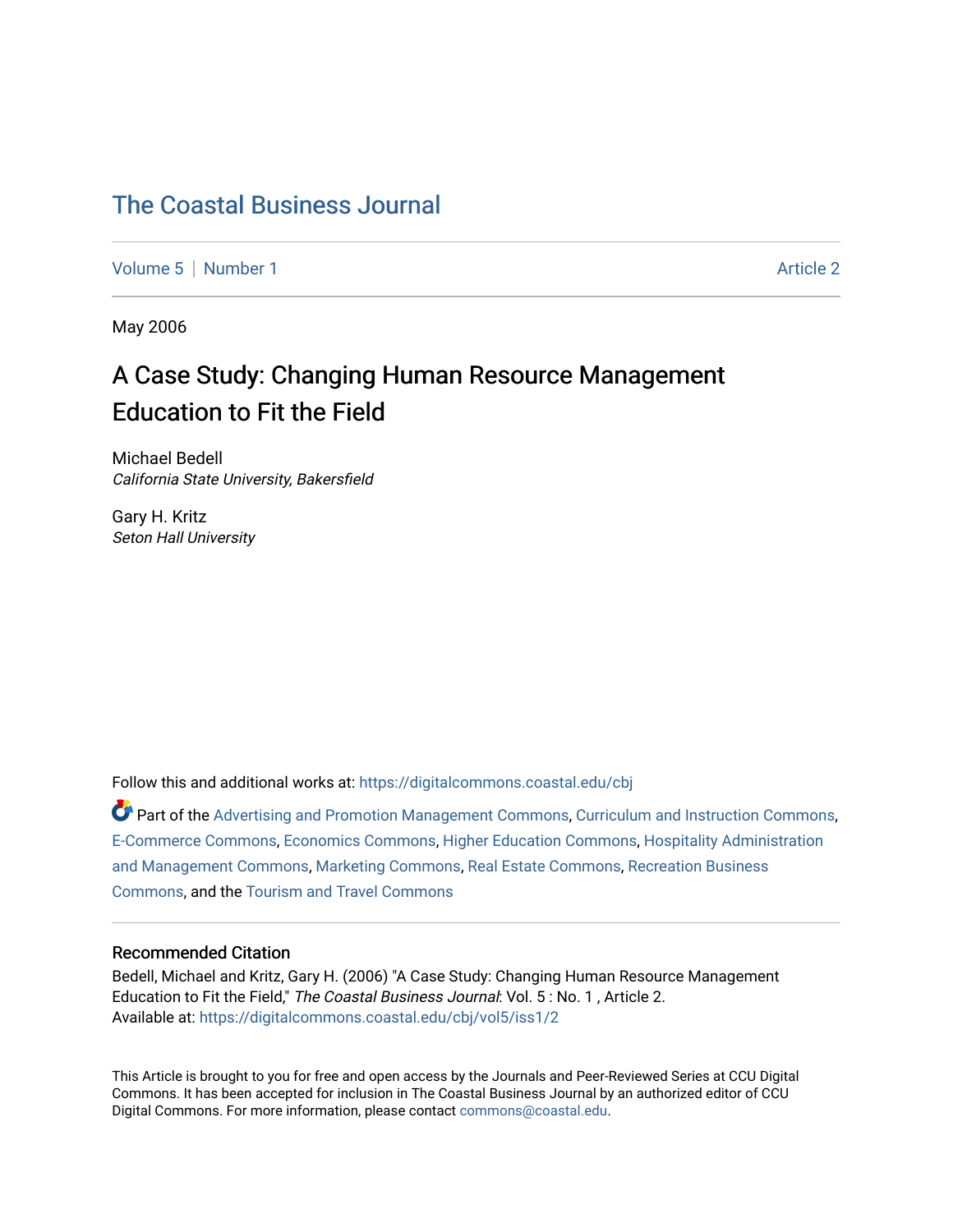# The Coastal Business Journal

Volume 5 | Number 1 Article 2

May 2006

## A Case Study: Changing Human Resource Management Education to Fit the Field

Michael Bedell
*California State University, Bakersfield*

Gary H. Kritz
*Seton Hall University*

Follow this and additional works at: https://digitalcommons.coastal.edu/cbj

Part of the Advertising and Promotion Management Commons, Curriculum and Instruction Commons, E-Commerce Commons, Economics Commons, Higher Education Commons, Hospitality Administration and Management Commons, Marketing Commons, Real Estate Commons, Recreation Business Commons, and the Tourism and Travel Commons

### Recommended Citation

Bedell, Michael and Kritz, Gary H. (2006) "A Case Study: Changing Human Resource Management Education to Fit the Field," *The Coastal Business Journal*: Vol. 5 : No. 1 , Article 2.
Available at: https://digitalcommons.coastal.edu/cbj/vol5/iss1/2

This Article is brought to you for free and open access by the Journals and Peer-Reviewed Series at CCU Digital Commons. It has been accepted for inclusion in The Coastal Business Journal by an authorized editor of CCU Digital Commons. For more information, please contact commons@coastal.edu.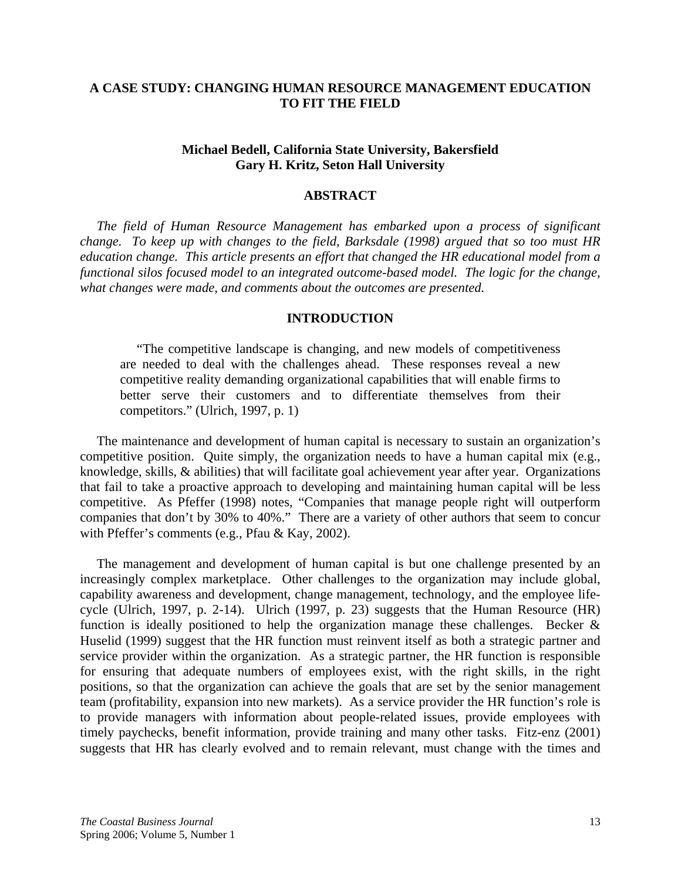# A CASE STUDY: CHANGING HUMAN RESOURCE MANAGEMENT EDUCATION TO FIT THE FIELD

**Michael Bedell, California State University, Bakersfield**
**Gary H. Kritz, Seton Hall University**

## ABSTRACT

*The field of Human Resource Management has embarked upon a process of significant change. To keep up with changes to the field, Barksdale (1998) argued that so too must HR education change. This article presents an effort that changed the HR educational model from a functional silos focused model to an integrated outcome-based model. The logic for the change, what changes were made, and comments about the outcomes are presented.*

## INTRODUCTION

> "The competitive landscape is changing, and new models of competitiveness are needed to deal with the challenges ahead. These responses reveal a new competitive reality demanding organizational capabilities that will enable firms to better serve their customers and to differentiate themselves from their competitors." (Ulrich, 1997, p. 1)

The maintenance and development of human capital is necessary to sustain an organization's competitive position. Quite simply, the organization needs to have a human capital mix (e.g., knowledge, skills, & abilities) that will facilitate goal achievement year after year. Organizations that fail to take a proactive approach to developing and maintaining human capital will be less competitive. As Pfeffer (1998) notes, "Companies that manage people right will outperform companies that don't by 30% to 40%." There are a variety of other authors that seem to concur with Pfeffer's comments (e.g., Pfau & Kay, 2002).

The management and development of human capital is but one challenge presented by an increasingly complex marketplace. Other challenges to the organization may include global, capability awareness and development, change management, technology, and the employee life-cycle (Ulrich, 1997, p. 2-14). Ulrich (1997, p. 23) suggests that the Human Resource (HR) function is ideally positioned to help the organization manage these challenges. Becker & Huselid (1999) suggest that the HR function must reinvent itself as both a strategic partner and service provider within the organization. As a strategic partner, the HR function is responsible for ensuring that adequate numbers of employees exist, with the right skills, in the right positions, so that the organization can achieve the goals that are set by the senior management team (profitability, expansion into new markets). As a service provider the HR function's role is to provide managers with information about people-related issues, provide employees with timely paychecks, benefit information, provide training and many other tasks. Fitz-enz (2001) suggests that HR has clearly evolved and to remain relevant, must change with the times and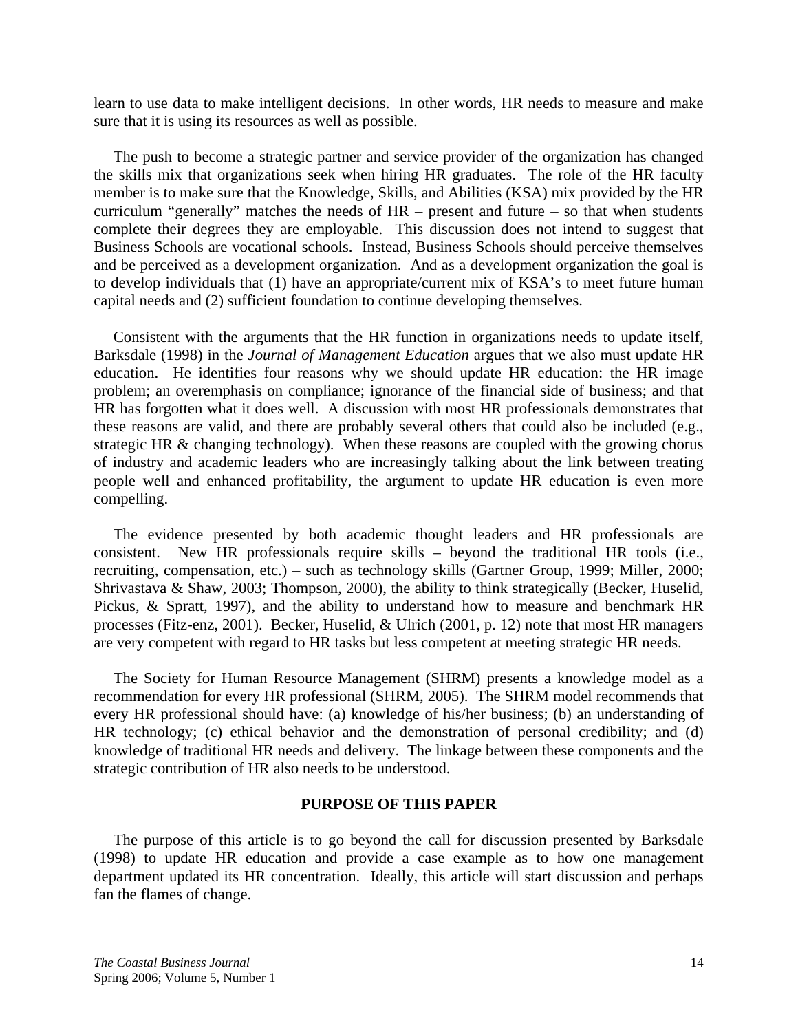learn to use data to make intelligent decisions. In other words, HR needs to measure and make sure that it is using its resources as well as possible.

The push to become a strategic partner and service provider of the organization has changed the skills mix that organizations seek when hiring HR graduates. The role of the HR faculty member is to make sure that the Knowledge, Skills, and Abilities (KSA) mix provided by the HR curriculum "generally" matches the needs of HR – present and future – so that when students complete their degrees they are employable. This discussion does not intend to suggest that Business Schools are vocational schools. Instead, Business Schools should perceive themselves and be perceived as a development organization. And as a development organization the goal is to develop individuals that (1) have an appropriate/current mix of KSA's to meet future human capital needs and (2) sufficient foundation to continue developing themselves.

Consistent with the arguments that the HR function in organizations needs to update itself, Barksdale (1998) in the *Journal of Management Education* argues that we also must update HR education. He identifies four reasons why we should update HR education: the HR image problem; an overemphasis on compliance; ignorance of the financial side of business; and that HR has forgotten what it does well. A discussion with most HR professionals demonstrates that these reasons are valid, and there are probably several others that could also be included (e.g., strategic HR & changing technology). When these reasons are coupled with the growing chorus of industry and academic leaders who are increasingly talking about the link between treating people well and enhanced profitability, the argument to update HR education is even more compelling.

The evidence presented by both academic thought leaders and HR professionals are consistent. New HR professionals require skills – beyond the traditional HR tools (i.e., recruiting, compensation, etc.) – such as technology skills (Gartner Group, 1999; Miller, 2000; Shrivastava & Shaw, 2003; Thompson, 2000), the ability to think strategically (Becker, Huselid, Pickus, & Spratt, 1997), and the ability to understand how to measure and benchmark HR processes (Fitz-enz, 2001). Becker, Huselid, & Ulrich (2001, p. 12) note that most HR managers are very competent with regard to HR tasks but less competent at meeting strategic HR needs.

The Society for Human Resource Management (SHRM) presents a knowledge model as a recommendation for every HR professional (SHRM, 2005). The SHRM model recommends that every HR professional should have: (a) knowledge of his/her business; (b) an understanding of HR technology; (c) ethical behavior and the demonstration of personal credibility; and (d) knowledge of traditional HR needs and delivery. The linkage between these components and the strategic contribution of HR also needs to be understood.

## PURPOSE OF THIS PAPER

The purpose of this article is to go beyond the call for discussion presented by Barksdale (1998) to update HR education and provide a case example as to how one management department updated its HR concentration. Ideally, this article will start discussion and perhaps fan the flames of change.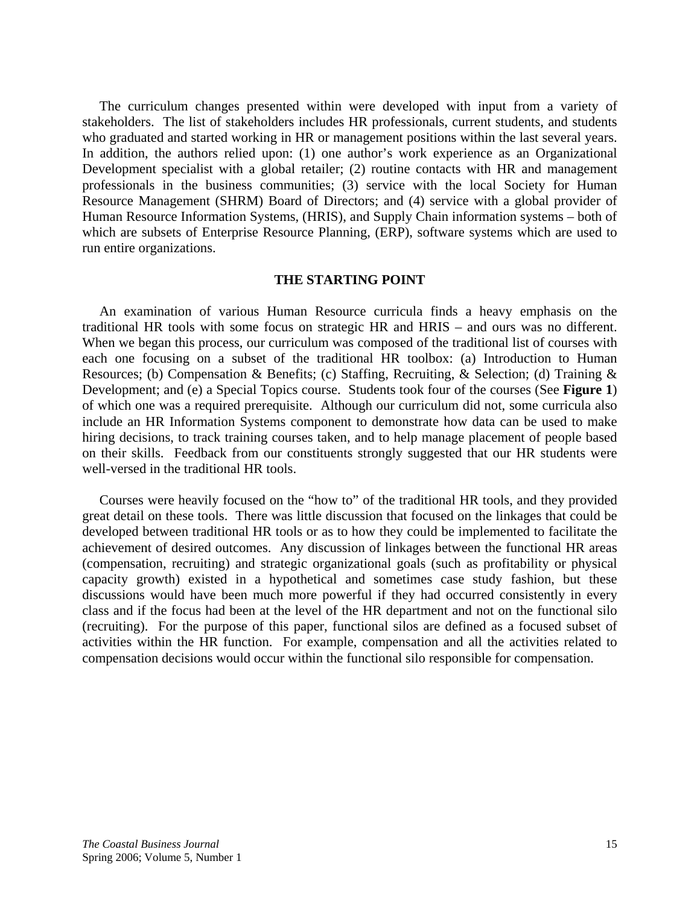The curriculum changes presented within were developed with input from a variety of stakeholders. The list of stakeholders includes HR professionals, current students, and students who graduated and started working in HR or management positions within the last several years. In addition, the authors relied upon: (1) one author's work experience as an Organizational Development specialist with a global retailer; (2) routine contacts with HR and management professionals in the business communities; (3) service with the local Society for Human Resource Management (SHRM) Board of Directors; and (4) service with a global provider of Human Resource Information Systems, (HRIS), and Supply Chain information systems – both of which are subsets of Enterprise Resource Planning, (ERP), software systems which are used to run entire organizations.

## THE STARTING POINT

An examination of various Human Resource curricula finds a heavy emphasis on the traditional HR tools with some focus on strategic HR and HRIS – and ours was no different. When we began this process, our curriculum was composed of the traditional list of courses with each one focusing on a subset of the traditional HR toolbox: (a) Introduction to Human Resources; (b) Compensation & Benefits; (c) Staffing, Recruiting, & Selection; (d) Training & Development; and (e) a Special Topics course. Students took four of the courses (See **Figure 1**) of which one was a required prerequisite. Although our curriculum did not, some curricula also include an HR Information Systems component to demonstrate how data can be used to make hiring decisions, to track training courses taken, and to help manage placement of people based on their skills. Feedback from our constituents strongly suggested that our HR students were well-versed in the traditional HR tools.

Courses were heavily focused on the "how to" of the traditional HR tools, and they provided great detail on these tools. There was little discussion that focused on the linkages that could be developed between traditional HR tools or as to how they could be implemented to facilitate the achievement of desired outcomes. Any discussion of linkages between the functional HR areas (compensation, recruiting) and strategic organizational goals (such as profitability or physical capacity growth) existed in a hypothetical and sometimes case study fashion, but these discussions would have been much more powerful if they had occurred consistently in every class and if the focus had been at the level of the HR department and not on the functional silo (recruiting). For the purpose of this paper, functional silos are defined as a focused subset of activities within the HR function. For example, compensation and all the activities related to compensation decisions would occur within the functional silo responsible for compensation.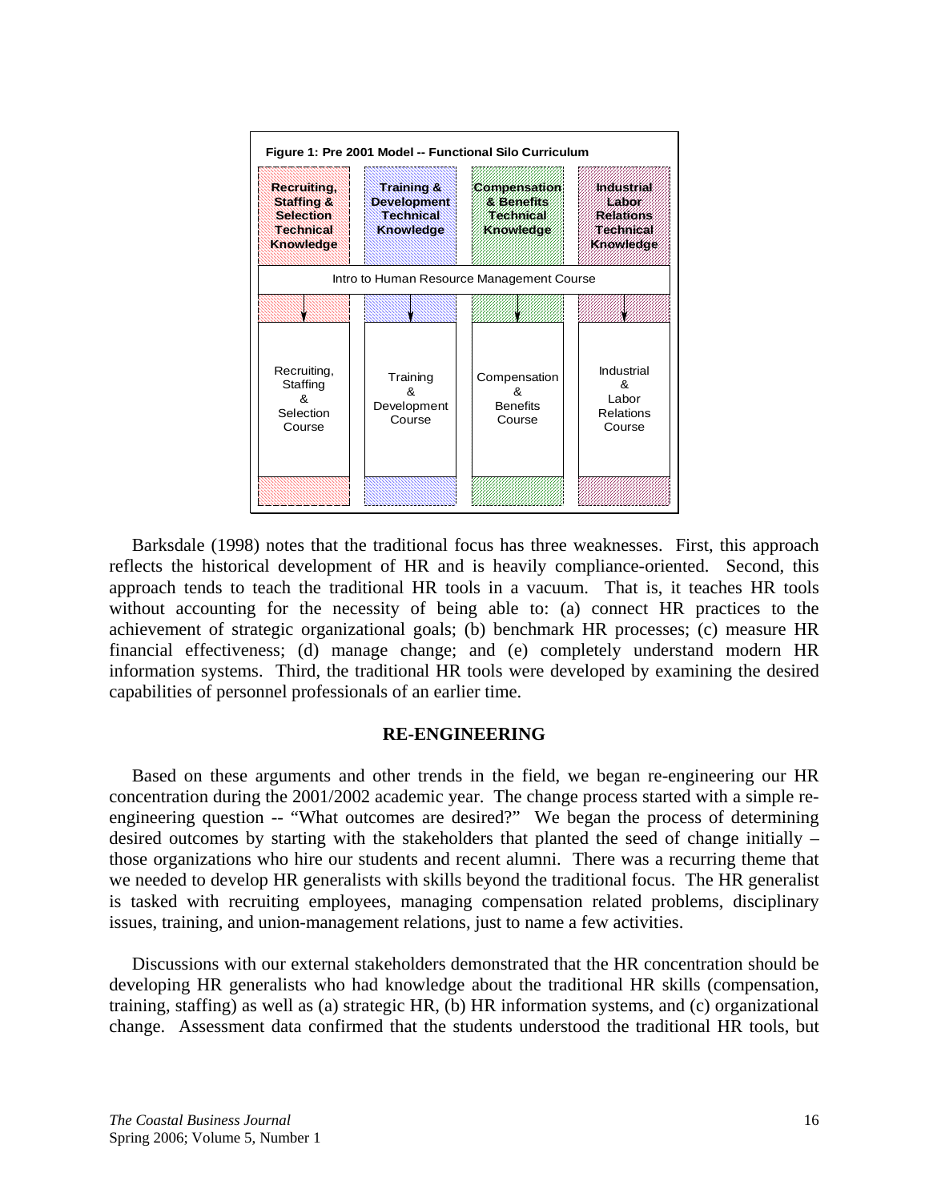**Figure 1: Pre 2001 Model -- Functional Silo Curriculum**

| Recruiting, Staffing & Selection Technical Knowledge | Training & Development Technical Knowledge | Compensation & Benefits Technical Knowledge | Industrial Labor Relations Technical Knowledge |
|---|---|---|---|
| Intro to Human Resource Management Course | | | |
| Recruiting, Staffing & Selection Course | Training & Development Course | Compensation & Benefits Course | Industrial & Labor Relations Course |

Barksdale (1998) notes that the traditional focus has three weaknesses. First, this approach reflects the historical development of HR and is heavily compliance-oriented. Second, this approach tends to teach the traditional HR tools in a vacuum. That is, it teaches HR tools without accounting for the necessity of being able to: (a) connect HR practices to the achievement of strategic organizational goals; (b) benchmark HR processes; (c) measure HR financial effectiveness; (d) manage change; and (e) completely understand modern HR information systems. Third, the traditional HR tools were developed by examining the desired capabilities of personnel professionals of an earlier time.

## RE-ENGINEERING

Based on these arguments and other trends in the field, we began re-engineering our HR concentration during the 2001/2002 academic year. The change process started with a simple re-engineering question -- "What outcomes are desired?" We began the process of determining desired outcomes by starting with the stakeholders that planted the seed of change initially – those organizations who hire our students and recent alumni. There was a recurring theme that we needed to develop HR generalists with skills beyond the traditional focus. The HR generalist is tasked with recruiting employees, managing compensation related problems, disciplinary issues, training, and union-management relations, just to name a few activities.

Discussions with our external stakeholders demonstrated that the HR concentration should be developing HR generalists who had knowledge about the traditional HR skills (compensation, training, staffing) as well as (a) strategic HR, (b) HR information systems, and (c) organizational change. Assessment data confirmed that the students understood the traditional HR tools, but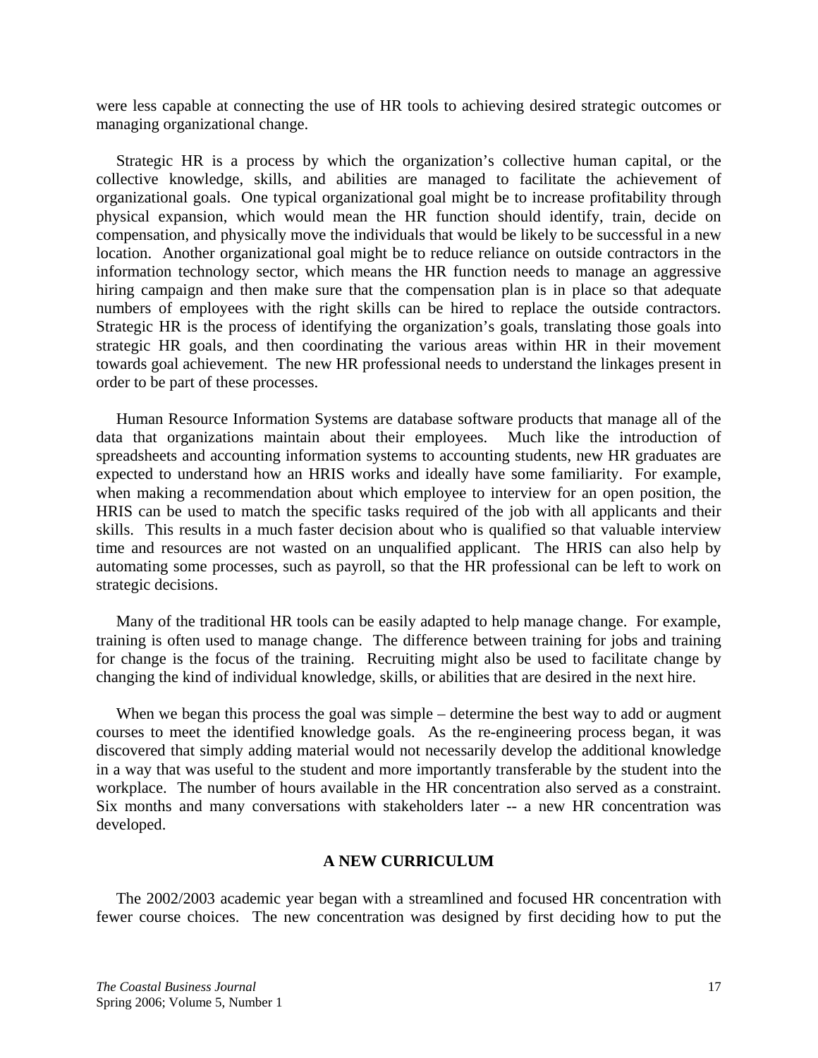were less capable at connecting the use of HR tools to achieving desired strategic outcomes or managing organizational change.

Strategic HR is a process by which the organization's collective human capital, or the collective knowledge, skills, and abilities are managed to facilitate the achievement of organizational goals. One typical organizational goal might be to increase profitability through physical expansion, which would mean the HR function should identify, train, decide on compensation, and physically move the individuals that would be likely to be successful in a new location. Another organizational goal might be to reduce reliance on outside contractors in the information technology sector, which means the HR function needs to manage an aggressive hiring campaign and then make sure that the compensation plan is in place so that adequate numbers of employees with the right skills can be hired to replace the outside contractors. Strategic HR is the process of identifying the organization's goals, translating those goals into strategic HR goals, and then coordinating the various areas within HR in their movement towards goal achievement. The new HR professional needs to understand the linkages present in order to be part of these processes.

Human Resource Information Systems are database software products that manage all of the data that organizations maintain about their employees. Much like the introduction of spreadsheets and accounting information systems to accounting students, new HR graduates are expected to understand how an HRIS works and ideally have some familiarity. For example, when making a recommendation about which employee to interview for an open position, the HRIS can be used to match the specific tasks required of the job with all applicants and their skills. This results in a much faster decision about who is qualified so that valuable interview time and resources are not wasted on an unqualified applicant. The HRIS can also help by automating some processes, such as payroll, so that the HR professional can be left to work on strategic decisions.

Many of the traditional HR tools can be easily adapted to help manage change. For example, training is often used to manage change. The difference between training for jobs and training for change is the focus of the training. Recruiting might also be used to facilitate change by changing the kind of individual knowledge, skills, or abilities that are desired in the next hire.

When we began this process the goal was simple – determine the best way to add or augment courses to meet the identified knowledge goals. As the re-engineering process began, it was discovered that simply adding material would not necessarily develop the additional knowledge in a way that was useful to the student and more importantly transferable by the student into the workplace. The number of hours available in the HR concentration also served as a constraint. Six months and many conversations with stakeholders later -- a new HR concentration was developed.

## A NEW CURRICULUM

The 2002/2003 academic year began with a streamlined and focused HR concentration with fewer course choices. The new concentration was designed by first deciding how to put the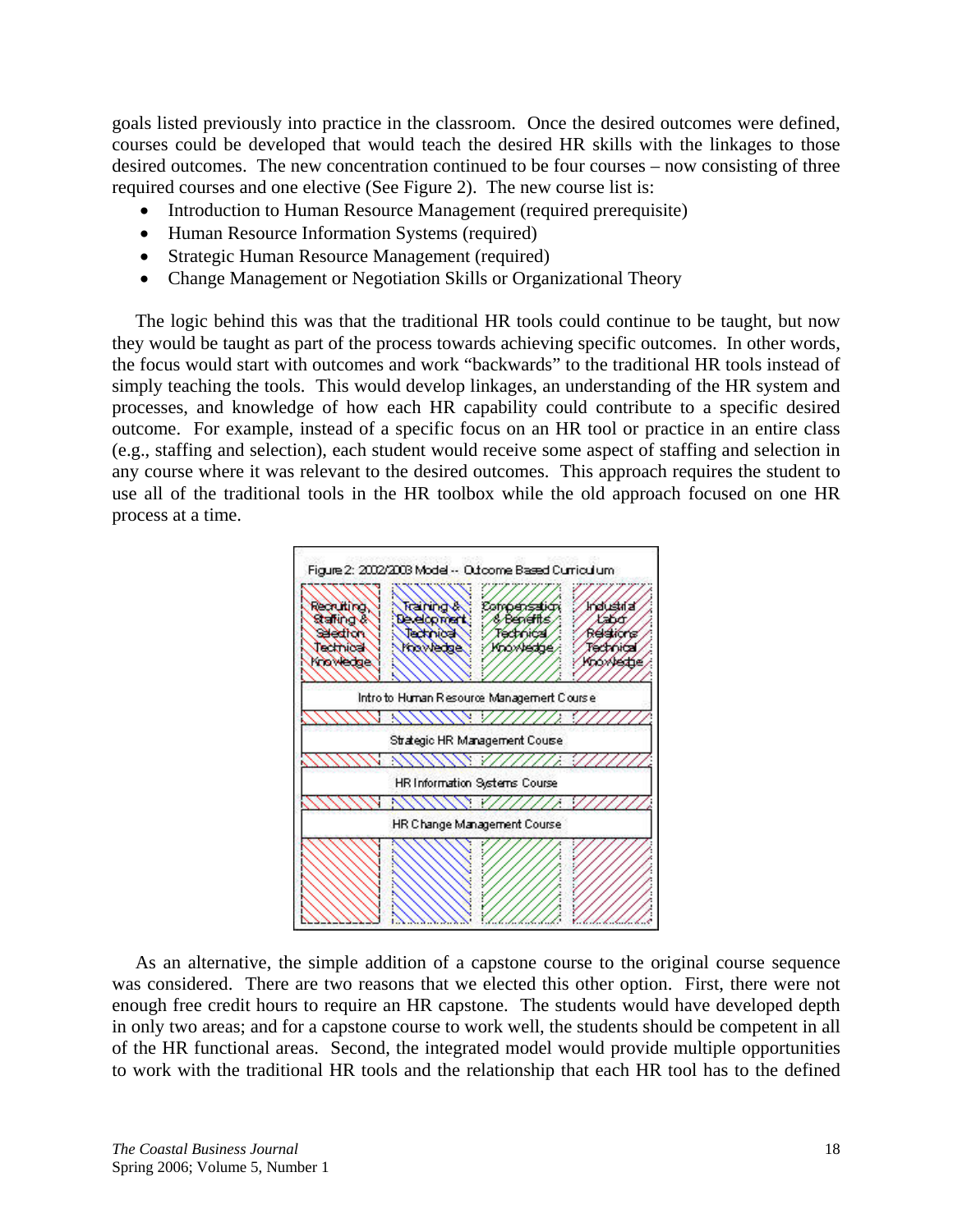goals listed previously into practice in the classroom. Once the desired outcomes were defined, courses could be developed that would teach the desired HR skills with the linkages to those desired outcomes. The new concentration continued to be four courses – now consisting of three required courses and one elective (See Figure 2). The new course list is:

- Introduction to Human Resource Management (required prerequisite)
- Human Resource Information Systems (required)
- Strategic Human Resource Management (required)
- Change Management or Negotiation Skills or Organizational Theory

The logic behind this was that the traditional HR tools could continue to be taught, but now they would be taught as part of the process towards achieving specific outcomes. In other words, the focus would start with outcomes and work "backwards" to the traditional HR tools instead of simply teaching the tools. This would develop linkages, an understanding of the HR system and processes, and knowledge of how each HR capability could contribute to a specific desired outcome. For example, instead of a specific focus on an HR tool or practice in an entire class (e.g., staffing and selection), each student would receive some aspect of staffing and selection in any course where it was relevant to the desired outcomes. This approach requires the student to use all of the traditional tools in the HR toolbox while the old approach focused on one HR process at a time.

Figure 2: 2002/2003 Model -- Outcome Based Curriculum

| Recruiting, Staffing & Selection Technical Knowledge | Training & Development Technical Knowledge | Compensation & Benefits Technical Knowledge | Industrial Labor Relations Technical Knowledge |
|---|---|---|---|
| Intro to Human Resource Management Course | | | |
| Strategic HR Management Course | | | |
| HR Information Systems Course | | | |
| HR Change Management Course | | | |

As an alternative, the simple addition of a capstone course to the original course sequence was considered. There are two reasons that we elected this other option. First, there were not enough free credit hours to require an HR capstone. The students would have developed depth in only two areas; and for a capstone course to work well, the students should be competent in all of the HR functional areas. Second, the integrated model would provide multiple opportunities to work with the traditional HR tools and the relationship that each HR tool has to the defined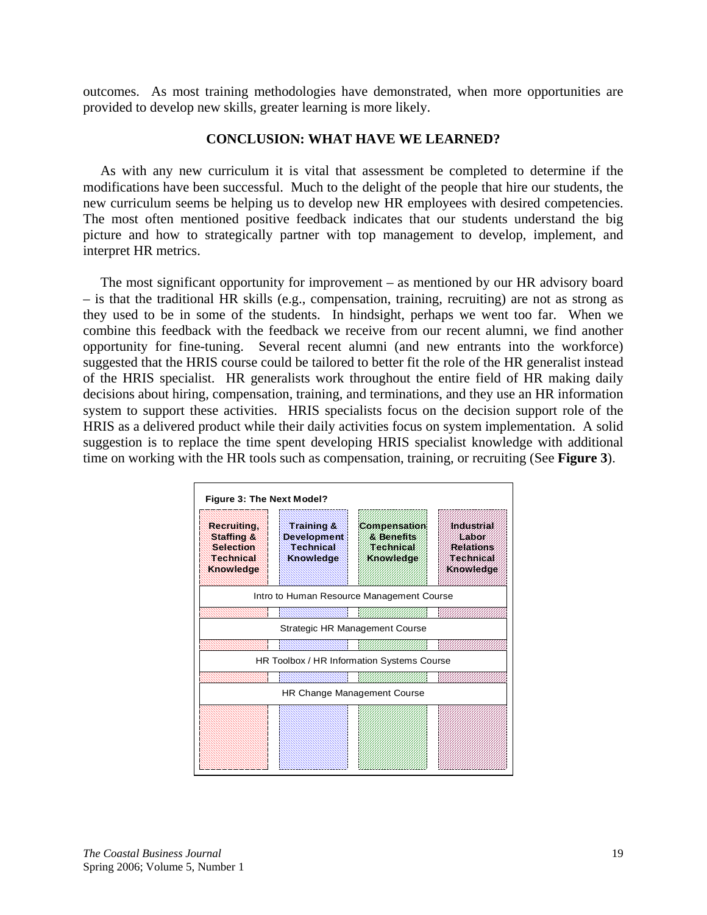outcomes. As most training methodologies have demonstrated, when more opportunities are provided to develop new skills, greater learning is more likely.

## CONCLUSION: WHAT HAVE WE LEARNED?

As with any new curriculum it is vital that assessment be completed to determine if the modifications have been successful. Much to the delight of the people that hire our students, the new curriculum seems be helping us to develop new HR employees with desired competencies. The most often mentioned positive feedback indicates that our students understand the big picture and how to strategically partner with top management to develop, implement, and interpret HR metrics.

The most significant opportunity for improvement – as mentioned by our HR advisory board – is that the traditional HR skills (e.g., compensation, training, recruiting) are not as strong as they used to be in some of the students. In hindsight, perhaps we went too far. When we combine this feedback with the feedback we receive from our recent alumni, we find another opportunity for fine-tuning. Several recent alumni (and new entrants into the workforce) suggested that the HRIS course could be tailored to better fit the role of the HR generalist instead of the HRIS specialist. HR generalists work throughout the entire field of HR making daily decisions about hiring, compensation, training, and terminations, and they use an HR information system to support these activities. HRIS specialists focus on the decision support role of the HRIS as a delivered product while their daily activities focus on system implementation. A solid suggestion is to replace the time spent developing HRIS specialist knowledge with additional time on working with the HR tools such as compensation, training, or recruiting (See **Figure 3**).

**Figure 3: The Next Model?**

| Recruiting, Staffing & Selection Technical Knowledge | Training & Development Technical Knowledge | Compensation & Benefits Technical Knowledge | Industrial Labor Relations Technical Knowledge |
|---|---|---|---|
| Intro to Human Resource Management Course | | | |
| Strategic HR Management Course | | | |
| HR Toolbox / HR Information Systems Course | | | |
| HR Change Management Course | | | |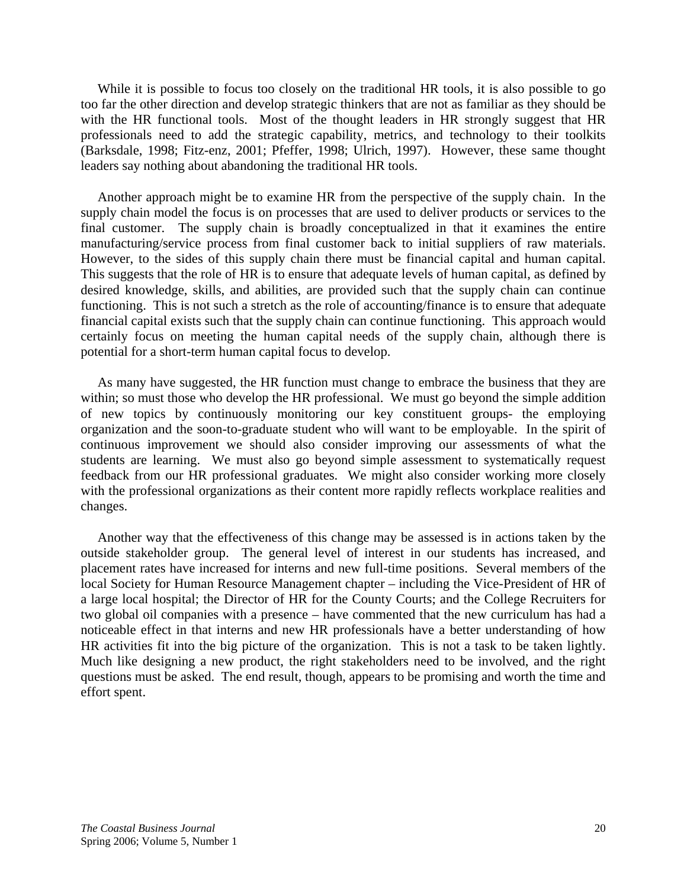While it is possible to focus too closely on the traditional HR tools, it is also possible to go too far the other direction and develop strategic thinkers that are not as familiar as they should be with the HR functional tools. Most of the thought leaders in HR strongly suggest that HR professionals need to add the strategic capability, metrics, and technology to their toolkits (Barksdale, 1998; Fitz-enz, 2001; Pfeffer, 1998; Ulrich, 1997). However, these same thought leaders say nothing about abandoning the traditional HR tools.

Another approach might be to examine HR from the perspective of the supply chain. In the supply chain model the focus is on processes that are used to deliver products or services to the final customer. The supply chain is broadly conceptualized in that it examines the entire manufacturing/service process from final customer back to initial suppliers of raw materials. However, to the sides of this supply chain there must be financial capital and human capital. This suggests that the role of HR is to ensure that adequate levels of human capital, as defined by desired knowledge, skills, and abilities, are provided such that the supply chain can continue functioning. This is not such a stretch as the role of accounting/finance is to ensure that adequate financial capital exists such that the supply chain can continue functioning. This approach would certainly focus on meeting the human capital needs of the supply chain, although there is potential for a short-term human capital focus to develop.

As many have suggested, the HR function must change to embrace the business that they are within; so must those who develop the HR professional. We must go beyond the simple addition of new topics by continuously monitoring our key constituent groups- the employing organization and the soon-to-graduate student who will want to be employable. In the spirit of continuous improvement we should also consider improving our assessments of what the students are learning. We must also go beyond simple assessment to systematically request feedback from our HR professional graduates. We might also consider working more closely with the professional organizations as their content more rapidly reflects workplace realities and changes.

Another way that the effectiveness of this change may be assessed is in actions taken by the outside stakeholder group. The general level of interest in our students has increased, and placement rates have increased for interns and new full-time positions. Several members of the local Society for Human Resource Management chapter – including the Vice-President of HR of a large local hospital; the Director of HR for the County Courts; and the College Recruiters for two global oil companies with a presence – have commented that the new curriculum has had a noticeable effect in that interns and new HR professionals have a better understanding of how HR activities fit into the big picture of the organization. This is not a task to be taken lightly. Much like designing a new product, the right stakeholders need to be involved, and the right questions must be asked. The end result, though, appears to be promising and worth the time and effort spent.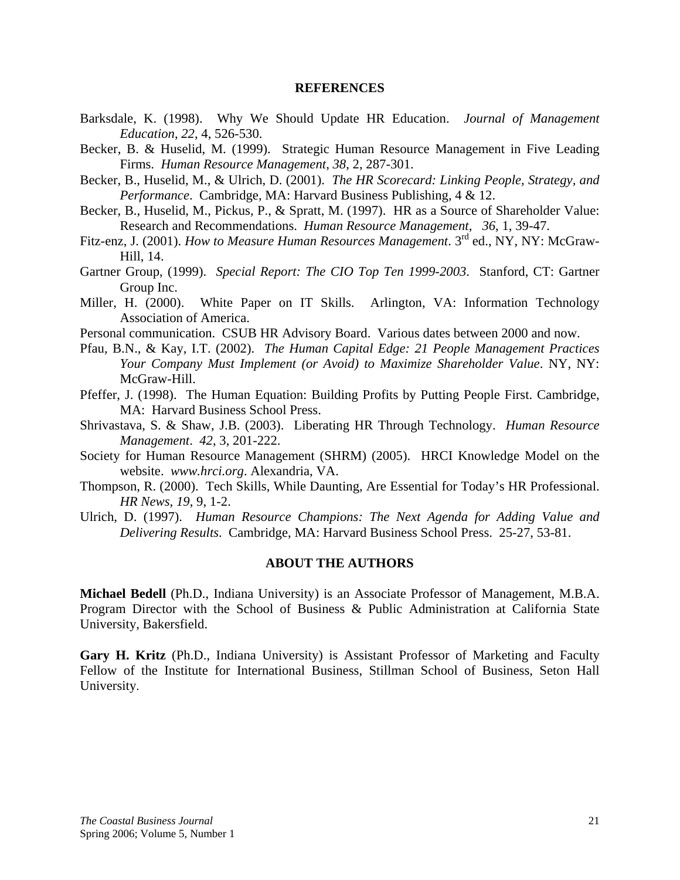## REFERENCES

Barksdale, K. (1998). Why We Should Update HR Education. *Journal of Management Education*, *22*, 4, 526-530.

Becker, B. & Huselid, M. (1999). Strategic Human Resource Management in Five Leading Firms. *Human Resource Management*, *38*, 2, 287-301.

Becker, B., Huselid, M., & Ulrich, D. (2001). *The HR Scorecard: Linking People, Strategy, and Performance*. Cambridge, MA: Harvard Business Publishing, 4 & 12.

Becker, B., Huselid, M., Pickus, P., & Spratt, M. (1997). HR as a Source of Shareholder Value: Research and Recommendations. *Human Resource Management*, *36*, 1, 39-47.

Fitz-enz, J. (2001). *How to Measure Human Resources Management*. 3rd ed., NY, NY: McGraw-Hill, 14.

Gartner Group, (1999). *Special Report: The CIO Top Ten 1999-2003*. Stanford, CT: Gartner Group Inc.

Miller, H. (2000). White Paper on IT Skills. Arlington, VA: Information Technology Association of America.

Personal communication. CSUB HR Advisory Board. Various dates between 2000 and now.

Pfau, B.N., & Kay, I.T. (2002). *The Human Capital Edge: 21 People Management Practices Your Company Must Implement (or Avoid) to Maximize Shareholder Value*. NY, NY: McGraw-Hill.

Pfeffer, J. (1998). The Human Equation: Building Profits by Putting People First. Cambridge, MA: Harvard Business School Press.

Shrivastava, S. & Shaw, J.B. (2003). Liberating HR Through Technology. *Human Resource Management*. *42*, 3, 201-222.

Society for Human Resource Management (SHRM) (2005). HRCI Knowledge Model on the website. *www.hrci.org*. Alexandria, VA.

Thompson, R. (2000). Tech Skills, While Daunting, Are Essential for Today's HR Professional. *HR News*, *19*, 9, 1-2.

Ulrich, D. (1997). *Human Resource Champions: The Next Agenda for Adding Value and Delivering Results*. Cambridge, MA: Harvard Business School Press. 25-27, 53-81.

## ABOUT THE AUTHORS

**Michael Bedell** (Ph.D., Indiana University) is an Associate Professor of Management, M.B.A. Program Director with the School of Business & Public Administration at California State University, Bakersfield.

**Gary H. Kritz** (Ph.D., Indiana University) is Assistant Professor of Marketing and Faculty Fellow of the Institute for International Business, Stillman School of Business, Seton Hall University.